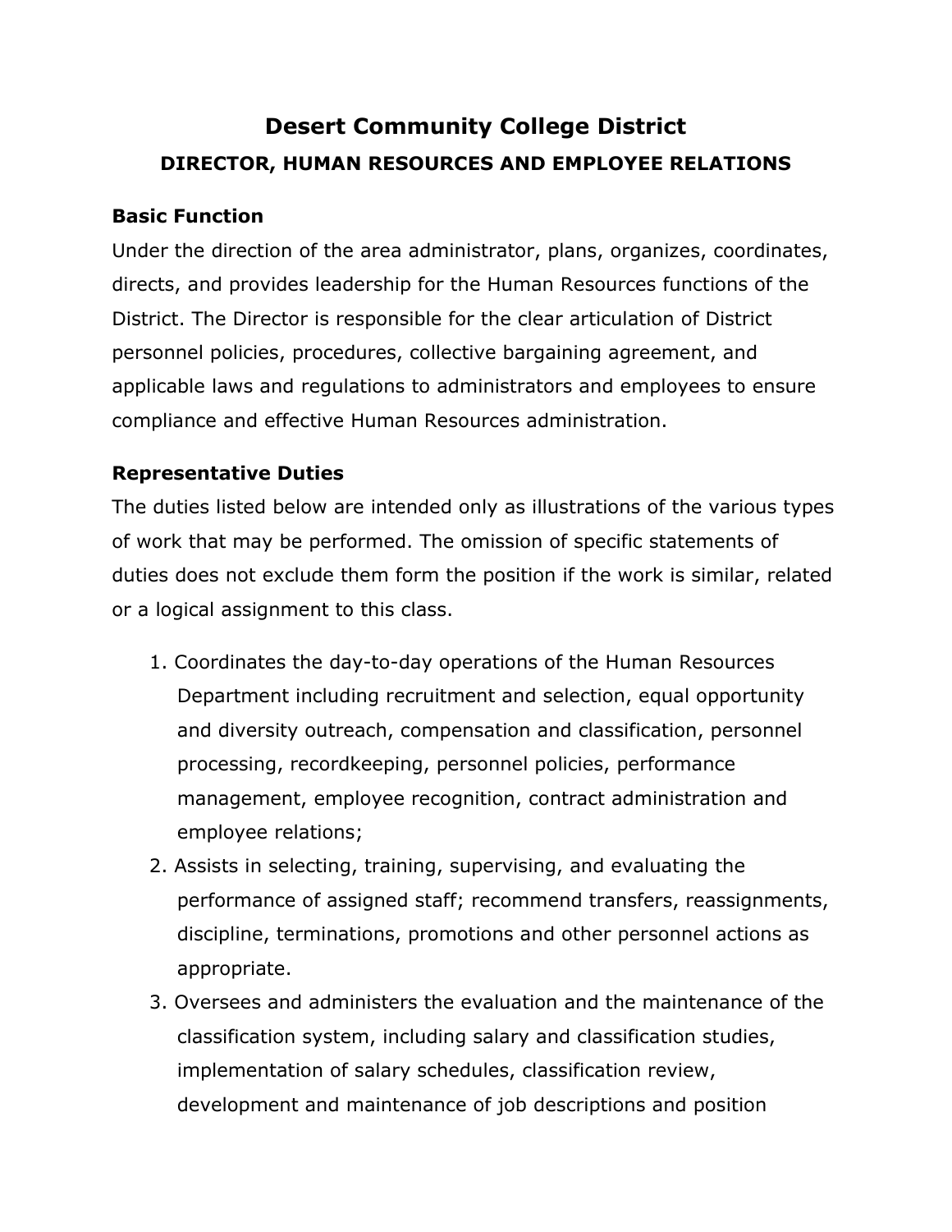# Desert Community College District

## DIRECTOR, HUMAN RESOURCES AND EMPLOYEE RELATIONS

### Basic Function

Under the direction of the area administrator, plans, organizes, coordinates, directs, and provides leadership for the Human Resources functions of the District. The Director is responsible for the clear articulation of District personnel policies, procedures, collective bargaining agreement, and applicable laws and regulations to administrators and employees to ensure compliance and effective Human Resources administration.

### Representative Duties

The duties listed below are intended only as illustrations of the various types of work that may be performed. The omission of specific statements of duties does not exclude them form the position if the work is similar, related or a logical assignment to this class.

1. Coordinates the day-to-day operations of the Human Resources Department including recruitment and selection, equal opportunity and diversity outreach, compensation and classification, personnel processing, recordkeeping, personnel policies, performance management, employee recognition, contract administration and employee relations;
2. Assists in selecting, training, supervising, and evaluating the performance of assigned staff; recommend transfers, reassignments, discipline, terminations, promotions and other personnel actions as appropriate.
3. Oversees and administers the evaluation and the maintenance of the classification system, including salary and classification studies, implementation of salary schedules, classification review, development and maintenance of job descriptions and position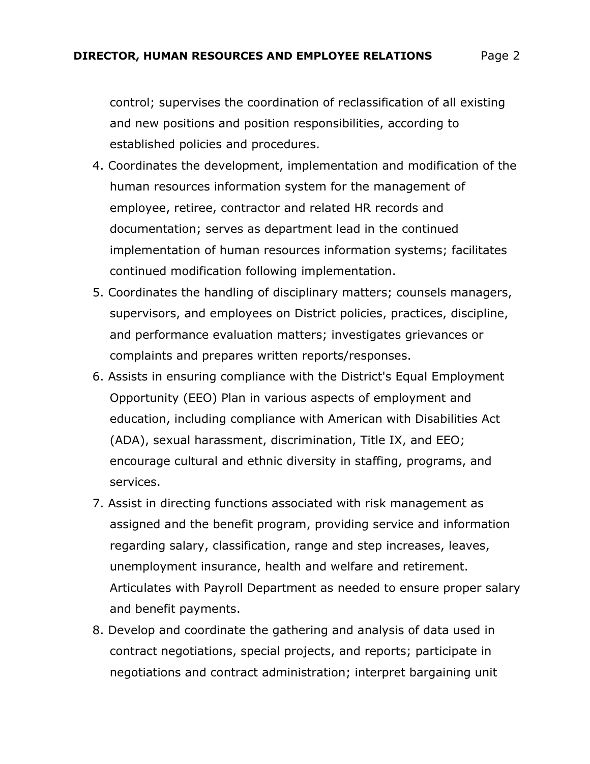control; supervises the coordination of reclassification of all existing and new positions and position responsibilities, according to established policies and procedures.

4. Coordinates the development, implementation and modification of the human resources information system for the management of employee, retiree, contractor and related HR records and documentation; serves as department lead in the continued implementation of human resources information systems; facilitates continued modification following implementation.
5. Coordinates the handling of disciplinary matters; counsels managers, supervisors, and employees on District policies, practices, discipline, and performance evaluation matters; investigates grievances or complaints and prepares written reports/responses.
6. Assists in ensuring compliance with the District's Equal Employment Opportunity (EEO) Plan in various aspects of employment and education, including compliance with American with Disabilities Act (ADA), sexual harassment, discrimination, Title IX, and EEO; encourage cultural and ethnic diversity in staffing, programs, and services.
7. Assist in directing functions associated with risk management as assigned and the benefit program, providing service and information regarding salary, classification, range and step increases, leaves, unemployment insurance, health and welfare and retirement. Articulates with Payroll Department as needed to ensure proper salary and benefit payments.
8. Develop and coordinate the gathering and analysis of data used in contract negotiations, special projects, and reports; participate in negotiations and contract administration; interpret bargaining unit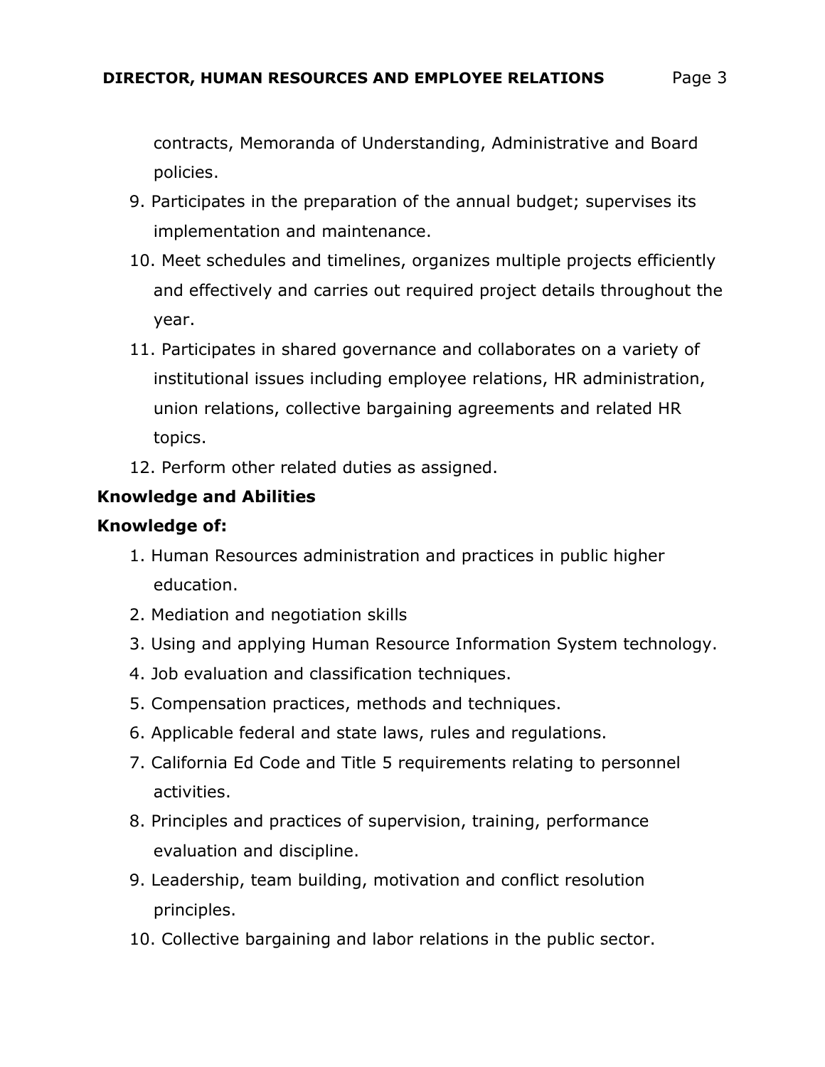contracts, Memoranda of Understanding, Administrative and Board policies.

9. Participates in the preparation of the annual budget; supervises its implementation and maintenance.
10. Meet schedules and timelines, organizes multiple projects efficiently and effectively and carries out required project details throughout the year.
11. Participates in shared governance and collaborates on a variety of institutional issues including employee relations, HR administration, union relations, collective bargaining agreements and related HR topics.
12. Perform other related duties as assigned.

**Knowledge and Abilities**

**Knowledge of:**

1. Human Resources administration and practices in public higher education.
2. Mediation and negotiation skills
3. Using and applying Human Resource Information System technology.
4. Job evaluation and classification techniques.
5. Compensation practices, methods and techniques.
6. Applicable federal and state laws, rules and regulations.
7. California Ed Code and Title 5 requirements relating to personnel activities.
8. Principles and practices of supervision, training, performance evaluation and discipline.
9. Leadership, team building, motivation and conflict resolution principles.
10. Collective bargaining and labor relations in the public sector.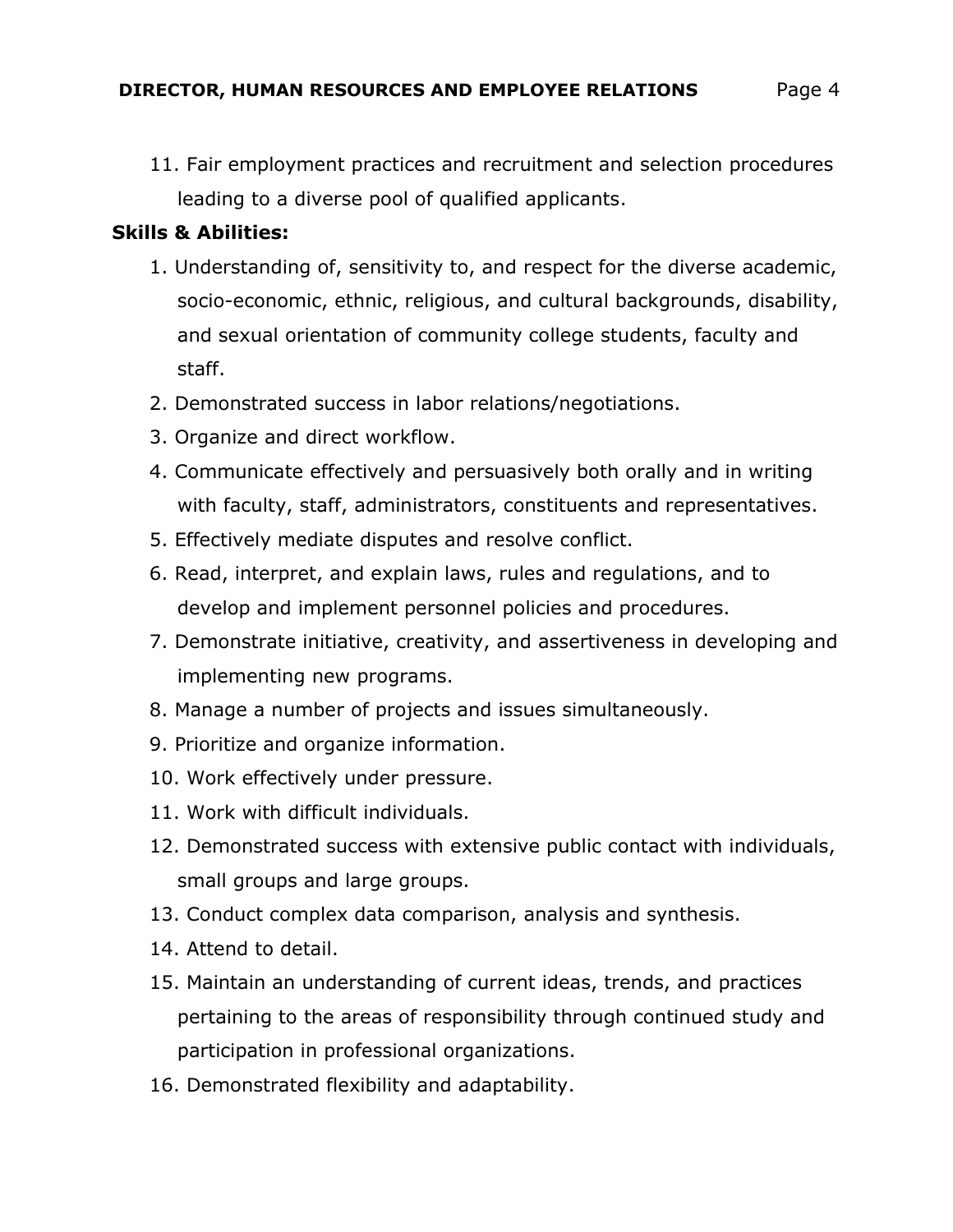11. Fair employment practices and recruitment and selection procedures leading to a diverse pool of qualified applicants.

**Skills & Abilities:**

1. Understanding of, sensitivity to, and respect for the diverse academic, socio-economic, ethnic, religious, and cultural backgrounds, disability, and sexual orientation of community college students, faculty and staff.
2. Demonstrated success in labor relations/negotiations.
3. Organize and direct workflow.
4. Communicate effectively and persuasively both orally and in writing with faculty, staff, administrators, constituents and representatives.
5. Effectively mediate disputes and resolve conflict.
6. Read, interpret, and explain laws, rules and regulations, and to develop and implement personnel policies and procedures.
7. Demonstrate initiative, creativity, and assertiveness in developing and implementing new programs.
8. Manage a number of projects and issues simultaneously.
9. Prioritize and organize information.
10. Work effectively under pressure.
11. Work with difficult individuals.
12. Demonstrated success with extensive public contact with individuals, small groups and large groups.
13. Conduct complex data comparison, analysis and synthesis.
14. Attend to detail.
15. Maintain an understanding of current ideas, trends, and practices pertaining to the areas of responsibility through continued study and participation in professional organizations.
16. Demonstrated flexibility and adaptability.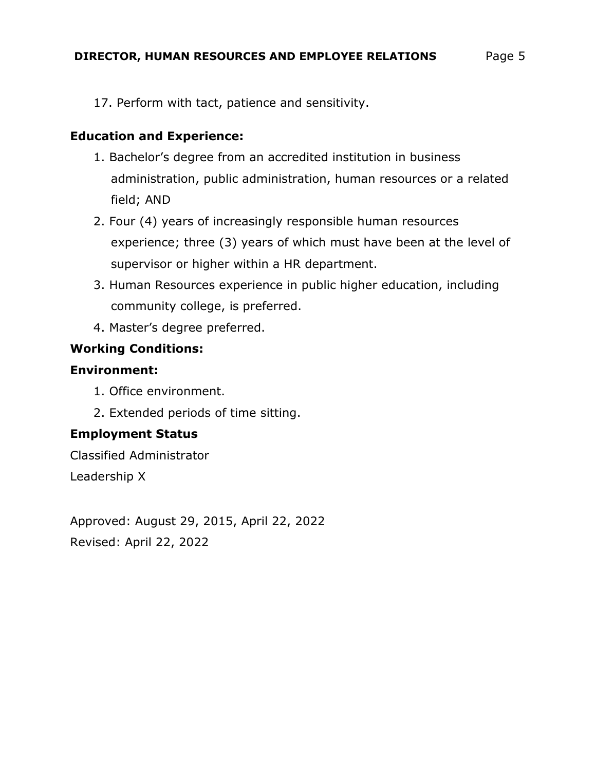17. Perform with tact, patience and sensitivity.

**Education and Experience:**

1. Bachelor's degree from an accredited institution in business administration, public administration, human resources or a related field; AND
2. Four (4) years of increasingly responsible human resources experience; three (3) years of which must have been at the level of supervisor or higher within a HR department.
3. Human Resources experience in public higher education, including community college, is preferred.
4. Master's degree preferred.

**Working Conditions:**

**Environment:**

1. Office environment.
2. Extended periods of time sitting.

**Employment Status**

Classified Administrator

Leadership X

Approved: August 29, 2015, April 22, 2022

Revised: April 22, 2022